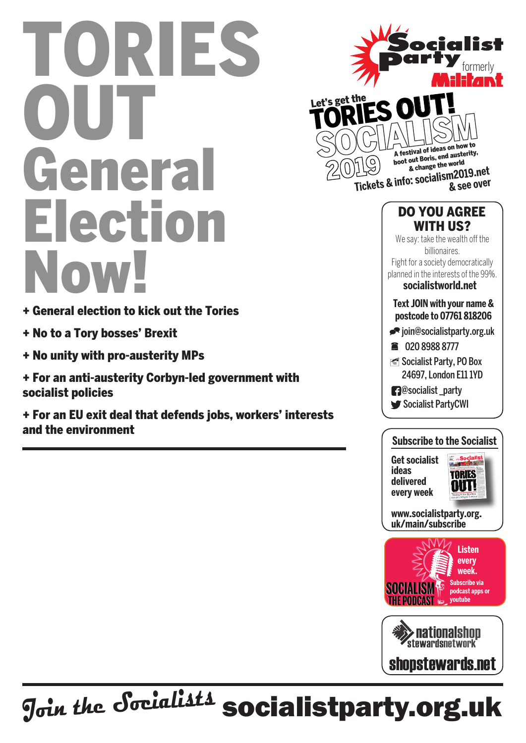# TORIES OUT General Election Now!

+ General election to kick out the Tories
+ No to a Tory bosses' Brexit
+ No unity with pro-austerity MPs
+ For an anti-austerity Corbyn-led government with socialist policies
+ For an EU exit deal that defends jobs, workers' interests and the environment

Socialist Party formerly Militant

Let's get the TORIES OUT!

SOCIALISM 2019

A festival of ideas on how to boot out Boris, end austerity, & change the world

Tickets & info: socialism2019.net & see over

## DO YOU AGREE WITH US?

We say: take the wealth off the billionaires.

Fight for a society democratically planned in the interests of the 99%.

**socialistworld.net**

**Text JOIN with your name & postcode to 07761 818206**

join@socialistparty.org.uk

020 8988 8777

Socialist Party, PO Box 24697, London E11 1YD

@socialist_party

Socialist PartyCWI

## Subscribe to the Socialist

Get socialist ideas delivered every week

www.socialistparty.org.uk/main/subscribe

SOCIALISM THE PODCAST

Listen every week.

Subscribe via podcast apps or youtube

nationalshop stewardsnetwork

shopstewards.net

Join the Socialists **socialistparty.org.uk**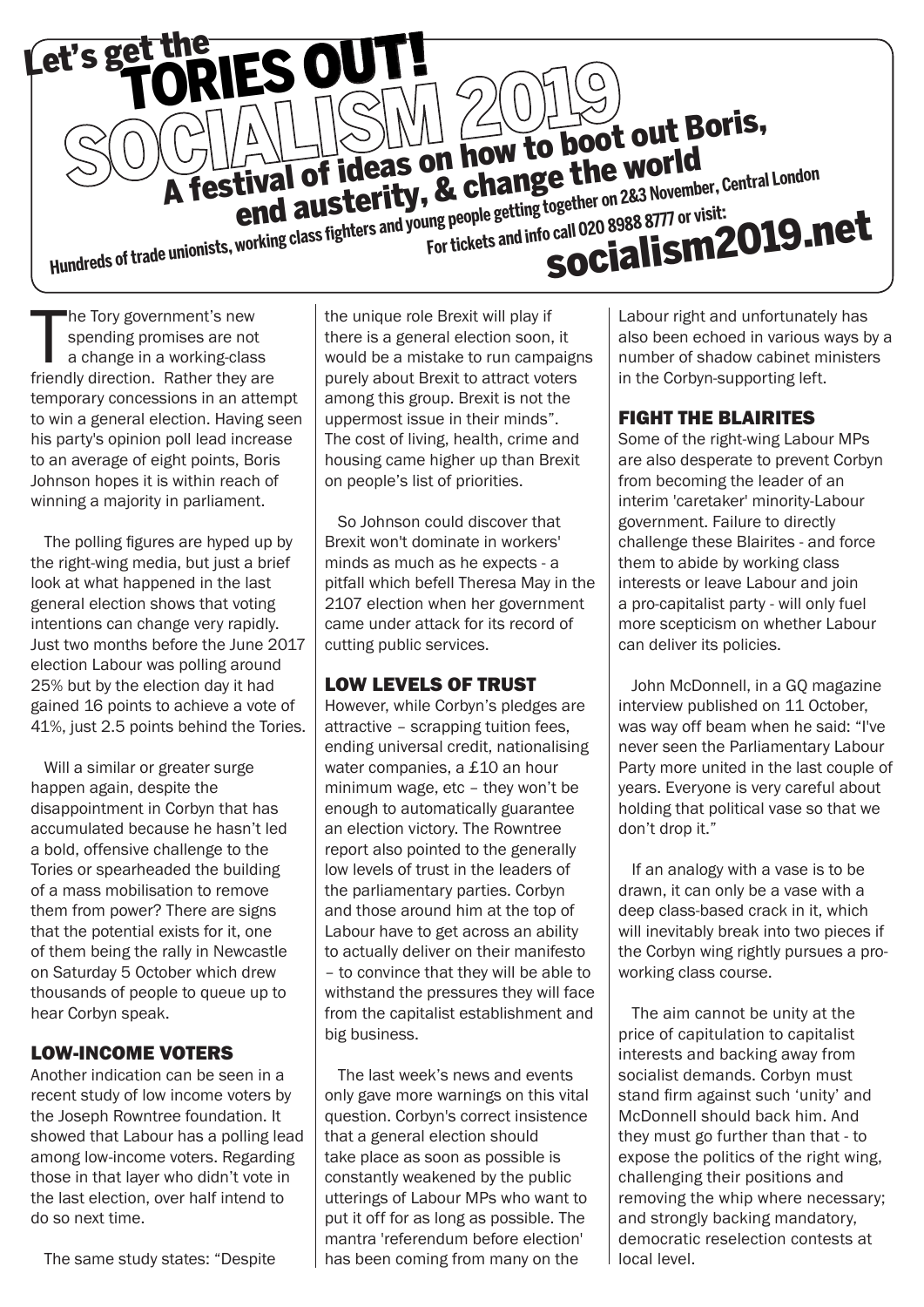Let's get the **TORIES OUT!**

# SOCIALISM 2019

## A festival of ideas on how to boot out Boris, end austerity, & change the world

Hundreds of trade unionists, working class fighters and young people getting together on 2&3 November, Central London

For tickets and info call 020 8988 8777 or visit:

**socialism2019.net**

The Tory government's new spending promises are not a change in a working-class friendly direction. Rather they are temporary concessions in an attempt to win a general election. Having seen his party's opinion poll lead increase to an average of eight points, Boris Johnson hopes it is within reach of winning a majority in parliament.

The polling figures are hyped up by the right-wing media, but just a brief look at what happened in the last general election shows that voting intentions can change very rapidly. Just two months before the June 2017 election Labour was polling around 25% but by the election day it had gained 16 points to achieve a vote of 41%, just 2.5 points behind the Tories.

Will a similar or greater surge happen again, despite the disappointment in Corbyn that has accumulated because he hasn't led a bold, offensive challenge to the Tories or spearheaded the building of a mass mobilisation to remove them from power? There are signs that the potential exists for it, one of them being the rally in Newcastle on Saturday 5 October which drew thousands of people to queue up to hear Corbyn speak.

### LOW-INCOME VOTERS

Another indication can be seen in a recent study of low income voters by the Joseph Rowntree foundation. It showed that Labour has a polling lead among low-income voters. Regarding those in that layer who didn't vote in the last election, over half intend to do so next time.

The same study states: "Despite the unique role Brexit will play if there is a general election soon, it would be a mistake to run campaigns purely about Brexit to attract voters among this group. Brexit is not the uppermost issue in their minds". The cost of living, health, crime and housing came higher up than Brexit on people's list of priorities.

So Johnson could discover that Brexit won't dominate in workers' minds as much as he expects - a pitfall which befell Theresa May in the 2107 election when her government came under attack for its record of cutting public services.

### LOW LEVELS OF TRUST

However, while Corbyn's pledges are attractive – scrapping tuition fees, ending universal credit, nationalising water companies, a £10 an hour minimum wage, etc – they won't be enough to automatically guarantee an election victory. The Rowntree report also pointed to the generally low levels of trust in the leaders of the parliamentary parties. Corbyn and those around him at the top of Labour have to get across an ability to actually deliver on their manifesto – to convince that they will be able to withstand the pressures they will face from the capitalist establishment and big business.

The last week's news and events only gave more warnings on this vital question. Corbyn's correct insistence that a general election should take place as soon as possible is constantly weakened by the public utterings of Labour MPs who want to put it off for as long as possible. The mantra 'referendum before election' has been coming from many on the Labour right and unfortunately has also been echoed in various ways by a number of shadow cabinet ministers in the Corbyn-supporting left.

### FIGHT THE BLAIRITES

Some of the right-wing Labour MPs are also desperate to prevent Corbyn from becoming the leader of an interim 'caretaker' minority-Labour government. Failure to directly challenge these Blairites - and force them to abide by working class interests or leave Labour and join a pro-capitalist party - will only fuel more scepticism on whether Labour can deliver its policies.

John McDonnell, in a GQ magazine interview published on 11 October, was way off beam when he said: "I've never seen the Parliamentary Labour Party more united in the last couple of years. Everyone is very careful about holding that political vase so that we don't drop it."

If an analogy with a vase is to be drawn, it can only be a vase with a deep class-based crack in it, which will inevitably break into two pieces if the Corbyn wing rightly pursues a pro-working class course.

The aim cannot be unity at the price of capitulation to capitalist interests and backing away from socialist demands. Corbyn must stand firm against such 'unity' and McDonnell should back him. And they must go further than that - to expose the politics of the right wing, challenging their positions and removing the whip where necessary; and strongly backing mandatory, democratic reselection contests at local level.